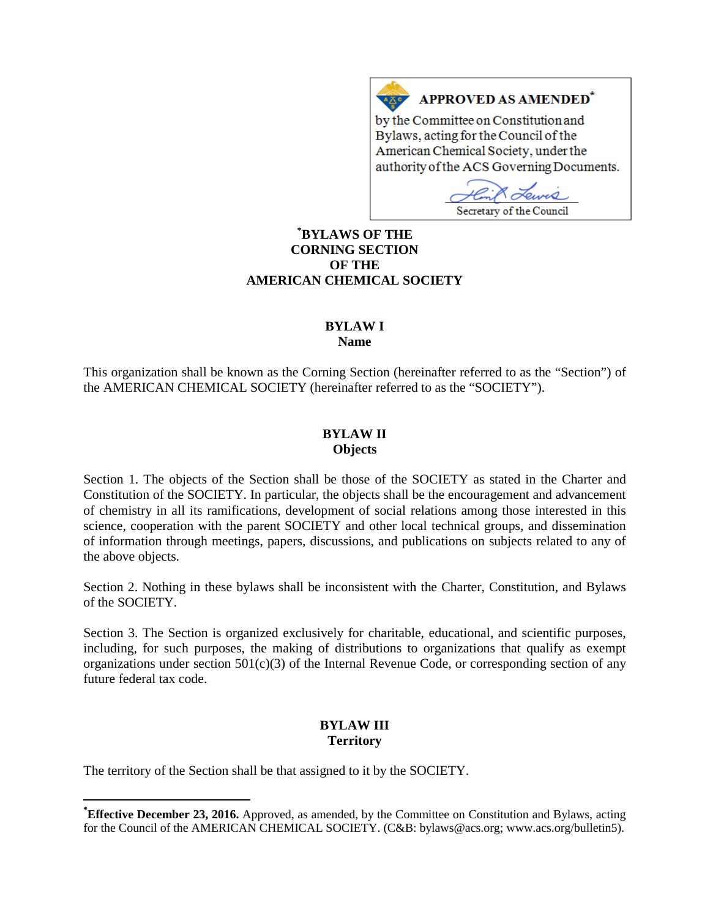**APPROVED AS AMENDED**[*]

by the Committee on Constitution and Bylaws, acting for the Council of the American Chemical Society, under the authority of the ACS Governing Documents.

Secretary of the Council

# [*]BYLAWS OF THE CORNING SECTION OF THE AMERICAN CHEMICAL SOCIETY

## BYLAW I
## Name

This organization shall be known as the Corning Section (hereinafter referred to as the "Section") of the AMERICAN CHEMICAL SOCIETY (hereinafter referred to as the "SOCIETY").

## BYLAW II
## Objects

Section 1. The objects of the Section shall be those of the SOCIETY as stated in the Charter and Constitution of the SOCIETY. In particular, the objects shall be the encouragement and advancement of chemistry in all its ramifications, development of social relations among those interested in this science, cooperation with the parent SOCIETY and other local technical groups, and dissemination of information through meetings, papers, discussions, and publications on subjects related to any of the above objects.

Section 2. Nothing in these bylaws shall be inconsistent with the Charter, Constitution, and Bylaws of the SOCIETY.

Section 3. The Section is organized exclusively for charitable, educational, and scientific purposes, including, for such purposes, the making of distributions to organizations that qualify as exempt organizations under section 501(c)(3) of the Internal Revenue Code, or corresponding section of any future federal tax code.

## BYLAW III
## Territory

The territory of the Section shall be that assigned to it by the SOCIETY.

---

[*]**Effective December 23, 2016.** Approved, as amended, by the Committee on Constitution and Bylaws, acting for the Council of the AMERICAN CHEMICAL SOCIETY. (C&B: bylaws@acs.org; www.acs.org/bulletin5).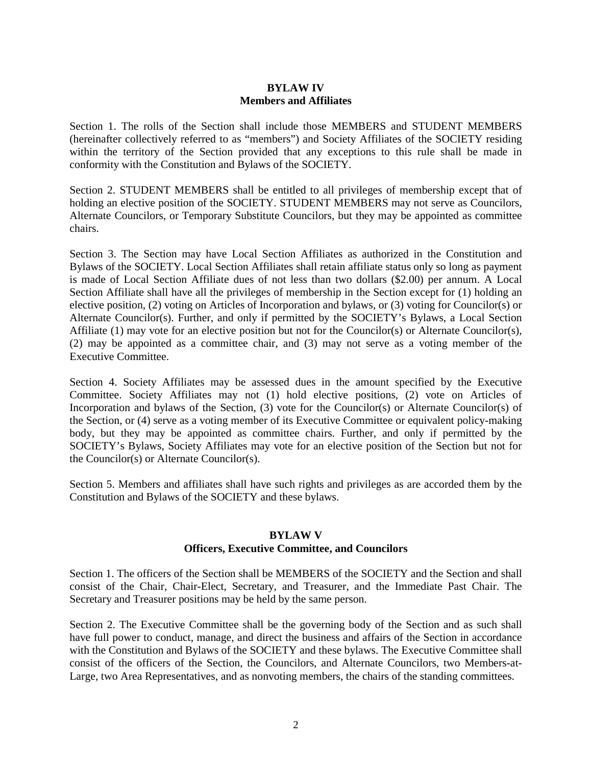## BYLAW IV
## Members and Affiliates

Section 1. The rolls of the Section shall include those MEMBERS and STUDENT MEMBERS (hereinafter collectively referred to as "members") and Society Affiliates of the SOCIETY residing within the territory of the Section provided that any exceptions to this rule shall be made in conformity with the Constitution and Bylaws of the SOCIETY.

Section 2. STUDENT MEMBERS shall be entitled to all privileges of membership except that of holding an elective position of the SOCIETY. STUDENT MEMBERS may not serve as Councilors, Alternate Councilors, or Temporary Substitute Councilors, but they may be appointed as committee chairs.

Section 3. The Section may have Local Section Affiliates as authorized in the Constitution and Bylaws of the SOCIETY. Local Section Affiliates shall retain affiliate status only so long as payment is made of Local Section Affiliate dues of not less than two dollars ($2.00) per annum. A Local Section Affiliate shall have all the privileges of membership in the Section except for (1) holding an elective position, (2) voting on Articles of Incorporation and bylaws, or (3) voting for Councilor(s) or Alternate Councilor(s). Further, and only if permitted by the SOCIETY's Bylaws, a Local Section Affiliate (1) may vote for an elective position but not for the Councilor(s) or Alternate Councilor(s), (2) may be appointed as a committee chair, and (3) may not serve as a voting member of the Executive Committee.

Section 4. Society Affiliates may be assessed dues in the amount specified by the Executive Committee. Society Affiliates may not (1) hold elective positions, (2) vote on Articles of Incorporation and bylaws of the Section, (3) vote for the Councilor(s) or Alternate Councilor(s) of the Section, or (4) serve as a voting member of its Executive Committee or equivalent policy-making body, but they may be appointed as committee chairs. Further, and only if permitted by the SOCIETY's Bylaws, Society Affiliates may vote for an elective position of the Section but not for the Councilor(s) or Alternate Councilor(s).

Section 5. Members and affiliates shall have such rights and privileges as are accorded them by the Constitution and Bylaws of the SOCIETY and these bylaws.

## BYLAW V
## Officers, Executive Committee, and Councilors

Section 1. The officers of the Section shall be MEMBERS of the SOCIETY and the Section and shall consist of the Chair, Chair-Elect, Secretary, and Treasurer, and the Immediate Past Chair. The Secretary and Treasurer positions may be held by the same person.

Section 2. The Executive Committee shall be the governing body of the Section and as such shall have full power to conduct, manage, and direct the business and affairs of the Section in accordance with the Constitution and Bylaws of the SOCIETY and these bylaws. The Executive Committee shall consist of the officers of the Section, the Councilors, and Alternate Councilors, two Members-at-Large, two Area Representatives, and as nonvoting members, the chairs of the standing committees.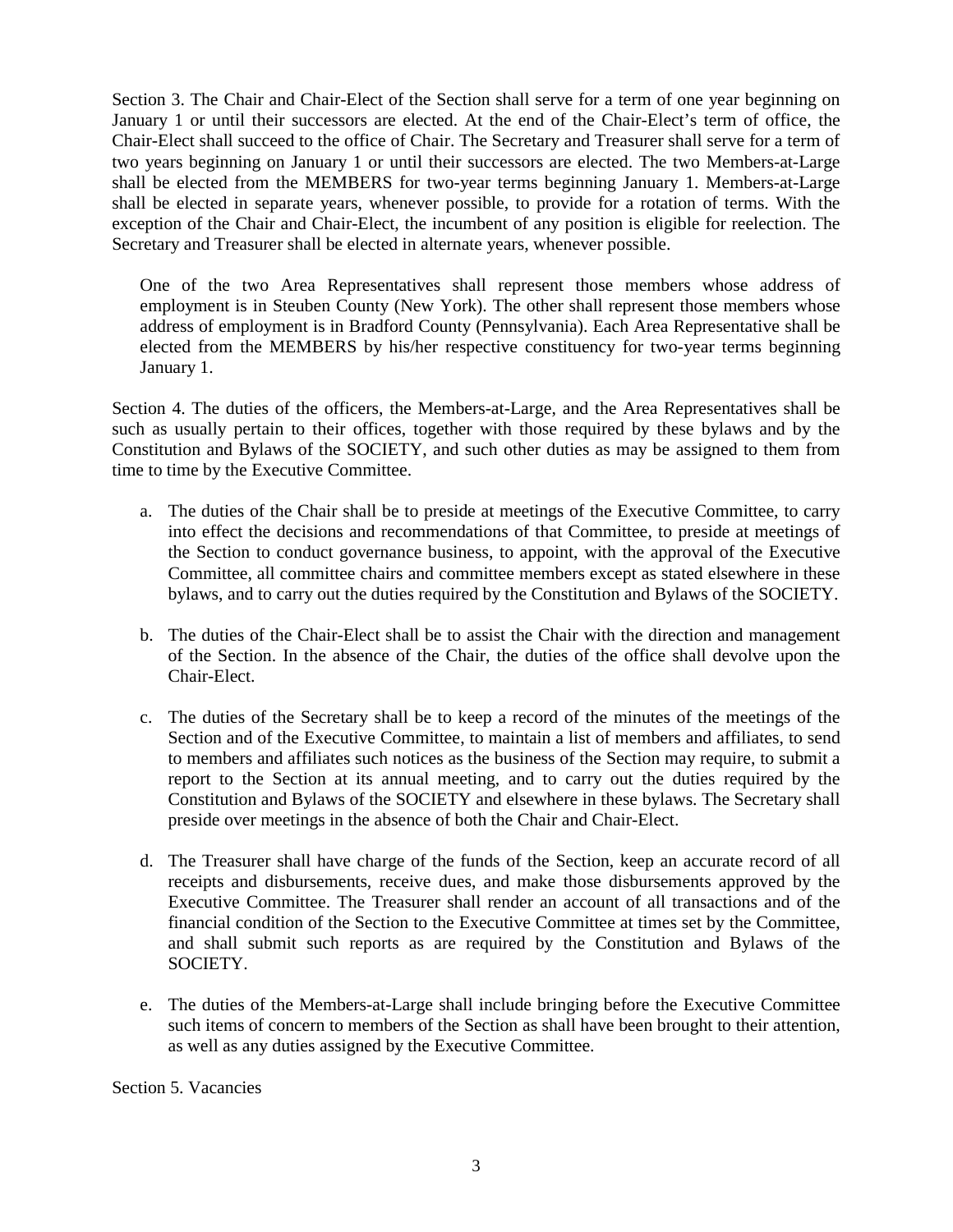Section 3. The Chair and Chair-Elect of the Section shall serve for a term of one year beginning on January 1 or until their successors are elected. At the end of the Chair-Elect's term of office, the Chair-Elect shall succeed to the office of Chair. The Secretary and Treasurer shall serve for a term of two years beginning on January 1 or until their successors are elected. The two Members-at-Large shall be elected from the MEMBERS for two-year terms beginning January 1. Members-at-Large shall be elected in separate years, whenever possible, to provide for a rotation of terms. With the exception of the Chair and Chair-Elect, the incumbent of any position is eligible for reelection. The Secretary and Treasurer shall be elected in alternate years, whenever possible.

One of the two Area Representatives shall represent those members whose address of employment is in Steuben County (New York). The other shall represent those members whose address of employment is in Bradford County (Pennsylvania). Each Area Representative shall be elected from the MEMBERS by his/her respective constituency for two-year terms beginning January 1.

Section 4. The duties of the officers, the Members-at-Large, and the Area Representatives shall be such as usually pertain to their offices, together with those required by these bylaws and by the Constitution and Bylaws of the SOCIETY, and such other duties as may be assigned to them from time to time by the Executive Committee.

a. The duties of the Chair shall be to preside at meetings of the Executive Committee, to carry into effect the decisions and recommendations of that Committee, to preside at meetings of the Section to conduct governance business, to appoint, with the approval of the Executive Committee, all committee chairs and committee members except as stated elsewhere in these bylaws, and to carry out the duties required by the Constitution and Bylaws of the SOCIETY.

b. The duties of the Chair-Elect shall be to assist the Chair with the direction and management of the Section. In the absence of the Chair, the duties of the office shall devolve upon the Chair-Elect.

c. The duties of the Secretary shall be to keep a record of the minutes of the meetings of the Section and of the Executive Committee, to maintain a list of members and affiliates, to send to members and affiliates such notices as the business of the Section may require, to submit a report to the Section at its annual meeting, and to carry out the duties required by the Constitution and Bylaws of the SOCIETY and elsewhere in these bylaws. The Secretary shall preside over meetings in the absence of both the Chair and Chair-Elect.

d. The Treasurer shall have charge of the funds of the Section, keep an accurate record of all receipts and disbursements, receive dues, and make those disbursements approved by the Executive Committee. The Treasurer shall render an account of all transactions and of the financial condition of the Section to the Executive Committee at times set by the Committee, and shall submit such reports as are required by the Constitution and Bylaws of the SOCIETY.

e. The duties of the Members-at-Large shall include bringing before the Executive Committee such items of concern to members of the Section as shall have been brought to their attention, as well as any duties assigned by the Executive Committee.

Section 5. Vacancies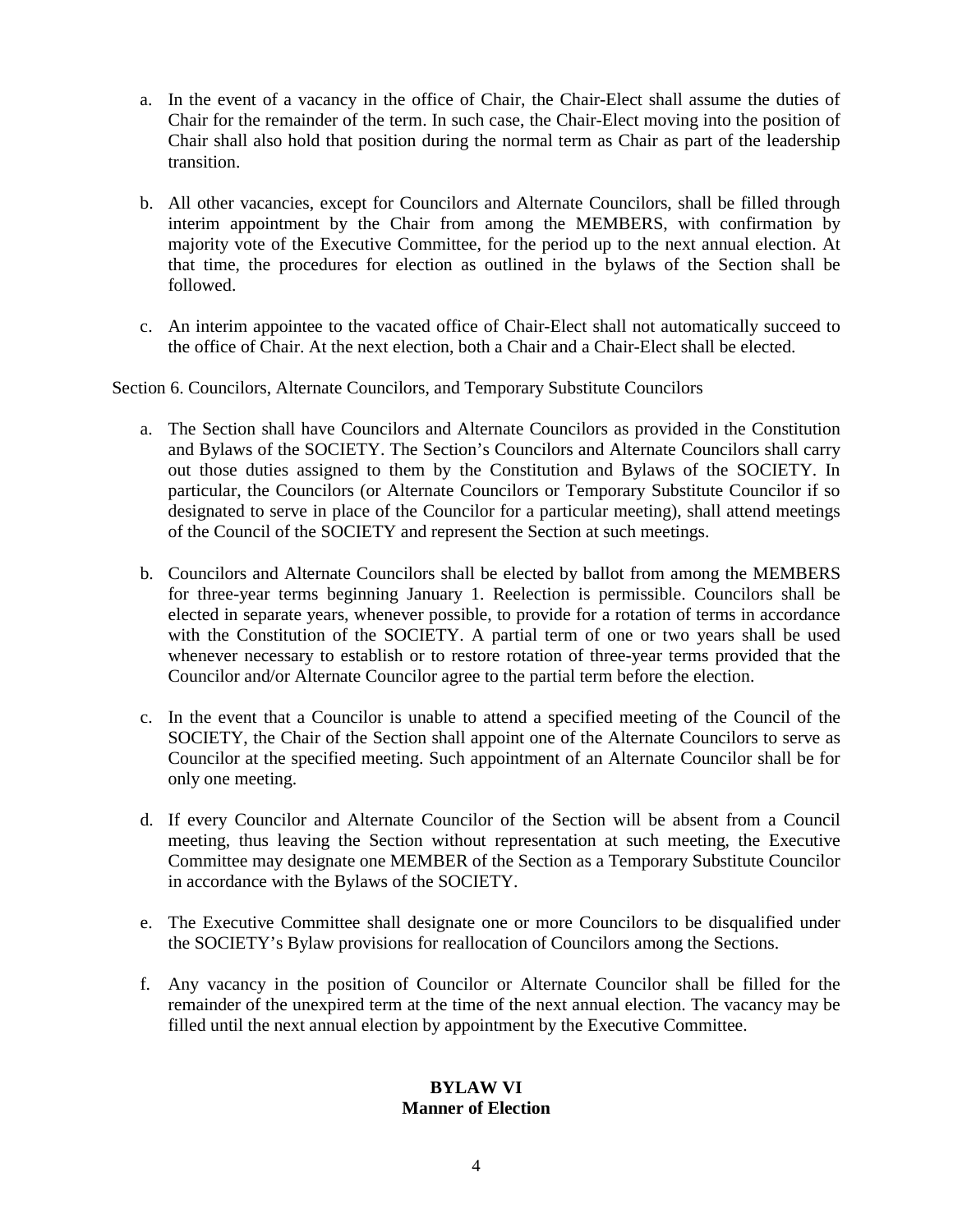a. In the event of a vacancy in the office of Chair, the Chair-Elect shall assume the duties of Chair for the remainder of the term. In such case, the Chair-Elect moving into the position of Chair shall also hold that position during the normal term as Chair as part of the leadership transition.

b. All other vacancies, except for Councilors and Alternate Councilors, shall be filled through interim appointment by the Chair from among the MEMBERS, with confirmation by majority vote of the Executive Committee, for the period up to the next annual election. At that time, the procedures for election as outlined in the bylaws of the Section shall be followed.

c. An interim appointee to the vacated office of Chair-Elect shall not automatically succeed to the office of Chair. At the next election, both a Chair and a Chair-Elect shall be elected.

Section 6. Councilors, Alternate Councilors, and Temporary Substitute Councilors

a. The Section shall have Councilors and Alternate Councilors as provided in the Constitution and Bylaws of the SOCIETY. The Section's Councilors and Alternate Councilors shall carry out those duties assigned to them by the Constitution and Bylaws of the SOCIETY. In particular, the Councilors (or Alternate Councilors or Temporary Substitute Councilor if so designated to serve in place of the Councilor for a particular meeting), shall attend meetings of the Council of the SOCIETY and represent the Section at such meetings.

b. Councilors and Alternate Councilors shall be elected by ballot from among the MEMBERS for three-year terms beginning January 1. Reelection is permissible. Councilors shall be elected in separate years, whenever possible, to provide for a rotation of terms in accordance with the Constitution of the SOCIETY. A partial term of one or two years shall be used whenever necessary to establish or to restore rotation of three-year terms provided that the Councilor and/or Alternate Councilor agree to the partial term before the election.

c. In the event that a Councilor is unable to attend a specified meeting of the Council of the SOCIETY, the Chair of the Section shall appoint one of the Alternate Councilors to serve as Councilor at the specified meeting. Such appointment of an Alternate Councilor shall be for only one meeting.

d. If every Councilor and Alternate Councilor of the Section will be absent from a Council meeting, thus leaving the Section without representation at such meeting, the Executive Committee may designate one MEMBER of the Section as a Temporary Substitute Councilor in accordance with the Bylaws of the SOCIETY.

e. The Executive Committee shall designate one or more Councilors to be disqualified under the SOCIETY's Bylaw provisions for reallocation of Councilors among the Sections.

f. Any vacancy in the position of Councilor or Alternate Councilor shall be filled for the remainder of the unexpired term at the time of the next annual election. The vacancy may be filled until the next annual election by appointment by the Executive Committee.

## BYLAW VI
## Manner of Election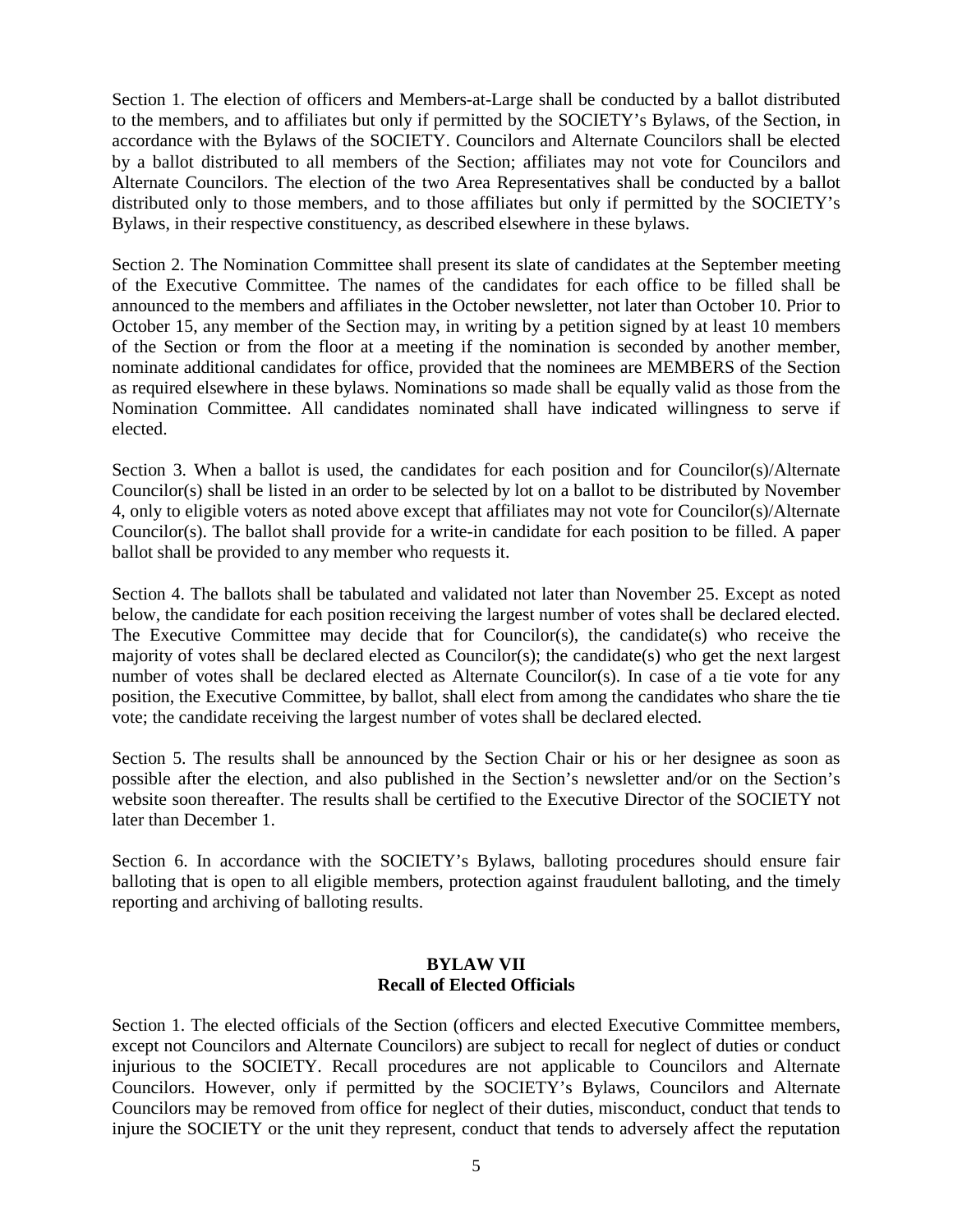Section 1. The election of officers and Members-at-Large shall be conducted by a ballot distributed to the members, and to affiliates but only if permitted by the SOCIETY's Bylaws, of the Section, in accordance with the Bylaws of the SOCIETY. Councilors and Alternate Councilors shall be elected by a ballot distributed to all members of the Section; affiliates may not vote for Councilors and Alternate Councilors. The election of the two Area Representatives shall be conducted by a ballot distributed only to those members, and to those affiliates but only if permitted by the SOCIETY's Bylaws, in their respective constituency, as described elsewhere in these bylaws.

Section 2. The Nomination Committee shall present its slate of candidates at the September meeting of the Executive Committee. The names of the candidates for each office to be filled shall be announced to the members and affiliates in the October newsletter, not later than October 10. Prior to October 15, any member of the Section may, in writing by a petition signed by at least 10 members of the Section or from the floor at a meeting if the nomination is seconded by another member, nominate additional candidates for office, provided that the nominees are MEMBERS of the Section as required elsewhere in these bylaws. Nominations so made shall be equally valid as those from the Nomination Committee. All candidates nominated shall have indicated willingness to serve if elected.

Section 3. When a ballot is used, the candidates for each position and for Councilor(s)/Alternate Councilor(s) shall be listed in an order to be selected by lot on a ballot to be distributed by November 4, only to eligible voters as noted above except that affiliates may not vote for Councilor(s)/Alternate Councilor(s). The ballot shall provide for a write-in candidate for each position to be filled. A paper ballot shall be provided to any member who requests it.

Section 4. The ballots shall be tabulated and validated not later than November 25. Except as noted below, the candidate for each position receiving the largest number of votes shall be declared elected. The Executive Committee may decide that for Councilor(s), the candidate(s) who receive the majority of votes shall be declared elected as Councilor(s); the candidate(s) who get the next largest number of votes shall be declared elected as Alternate Councilor(s). In case of a tie vote for any position, the Executive Committee, by ballot, shall elect from among the candidates who share the tie vote; the candidate receiving the largest number of votes shall be declared elected.

Section 5. The results shall be announced by the Section Chair or his or her designee as soon as possible after the election, and also published in the Section's newsletter and/or on the Section's website soon thereafter. The results shall be certified to the Executive Director of the SOCIETY not later than December 1.

Section 6. In accordance with the SOCIETY's Bylaws, balloting procedures should ensure fair balloting that is open to all eligible members, protection against fraudulent balloting, and the timely reporting and archiving of balloting results.

## BYLAW VII
## Recall of Elected Officials

Section 1. The elected officials of the Section (officers and elected Executive Committee members, except not Councilors and Alternate Councilors) are subject to recall for neglect of duties or conduct injurious to the SOCIETY. Recall procedures are not applicable to Councilors and Alternate Councilors. However, only if permitted by the SOCIETY's Bylaws, Councilors and Alternate Councilors may be removed from office for neglect of their duties, misconduct, conduct that tends to injure the SOCIETY or the unit they represent, conduct that tends to adversely affect the reputation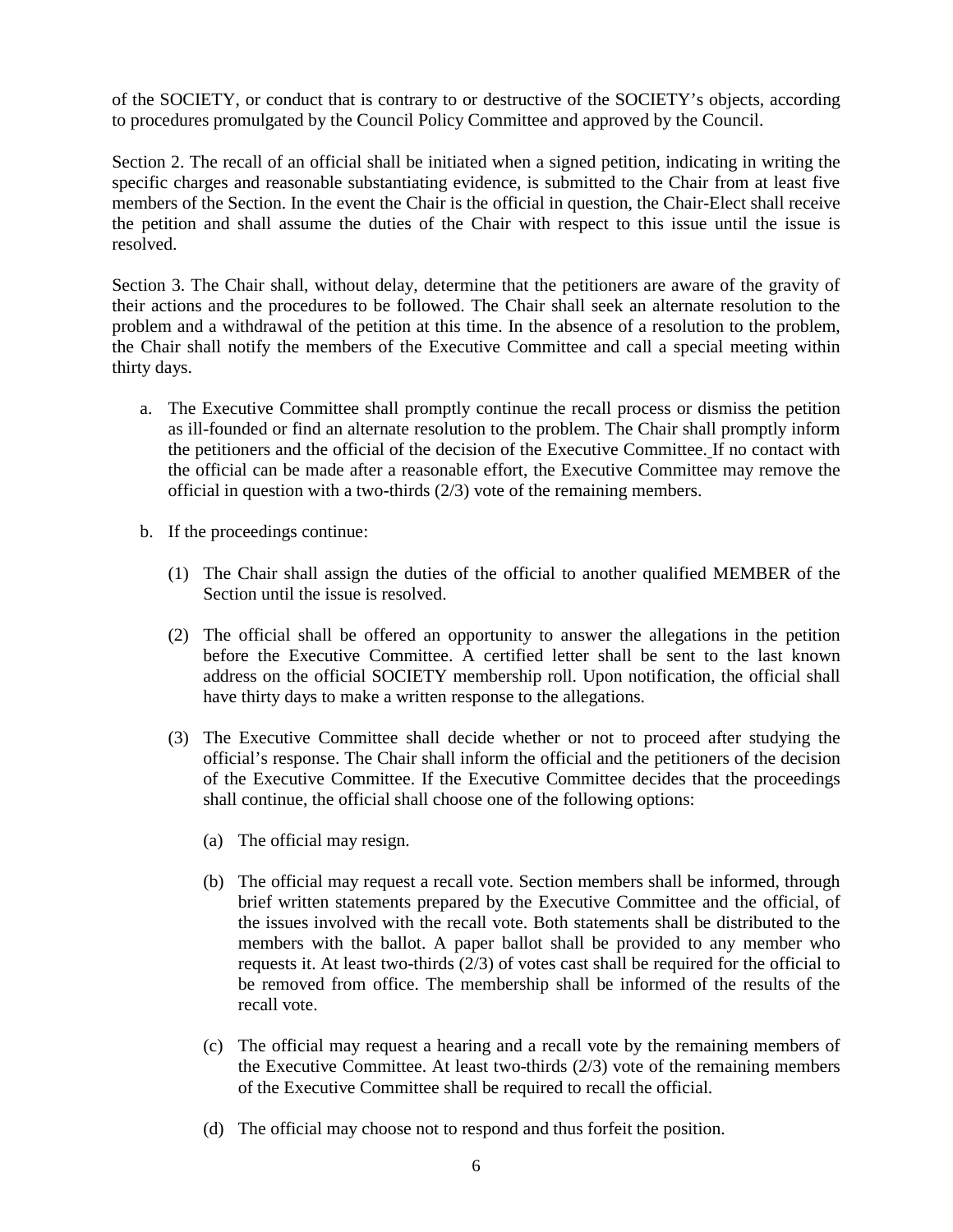of the SOCIETY, or conduct that is contrary to or destructive of the SOCIETY's objects, according to procedures promulgated by the Council Policy Committee and approved by the Council.

Section 2. The recall of an official shall be initiated when a signed petition, indicating in writing the specific charges and reasonable substantiating evidence, is submitted to the Chair from at least five members of the Section. In the event the Chair is the official in question, the Chair-Elect shall receive the petition and shall assume the duties of the Chair with respect to this issue until the issue is resolved.

Section 3. The Chair shall, without delay, determine that the petitioners are aware of the gravity of their actions and the procedures to be followed. The Chair shall seek an alternate resolution to the problem and a withdrawal of the petition at this time. In the absence of a resolution to the problem, the Chair shall notify the members of the Executive Committee and call a special meeting within thirty days.

a. The Executive Committee shall promptly continue the recall process or dismiss the petition as ill-founded or find an alternate resolution to the problem. The Chair shall promptly inform the petitioners and the official of the decision of the Executive Committee. If no contact with the official can be made after a reasonable effort, the Executive Committee may remove the official in question with a two-thirds (2/3) vote of the remaining members.

b. If the proceedings continue:

   (1) The Chair shall assign the duties of the official to another qualified MEMBER of the Section until the issue is resolved.

   (2) The official shall be offered an opportunity to answer the allegations in the petition before the Executive Committee. A certified letter shall be sent to the last known address on the official SOCIETY membership roll. Upon notification, the official shall have thirty days to make a written response to the allegations.

   (3) The Executive Committee shall decide whether or not to proceed after studying the official's response. The Chair shall inform the official and the petitioners of the decision of the Executive Committee. If the Executive Committee decides that the proceedings shall continue, the official shall choose one of the following options:

      (a) The official may resign.

      (b) The official may request a recall vote. Section members shall be informed, through brief written statements prepared by the Executive Committee and the official, of the issues involved with the recall vote. Both statements shall be distributed to the members with the ballot. A paper ballot shall be provided to any member who requests it. At least two-thirds (2/3) of votes cast shall be required for the official to be removed from office. The membership shall be informed of the results of the recall vote.

      (c) The official may request a hearing and a recall vote by the remaining members of the Executive Committee. At least two-thirds (2/3) vote of the remaining members of the Executive Committee shall be required to recall the official.

      (d) The official may choose not to respond and thus forfeit the position.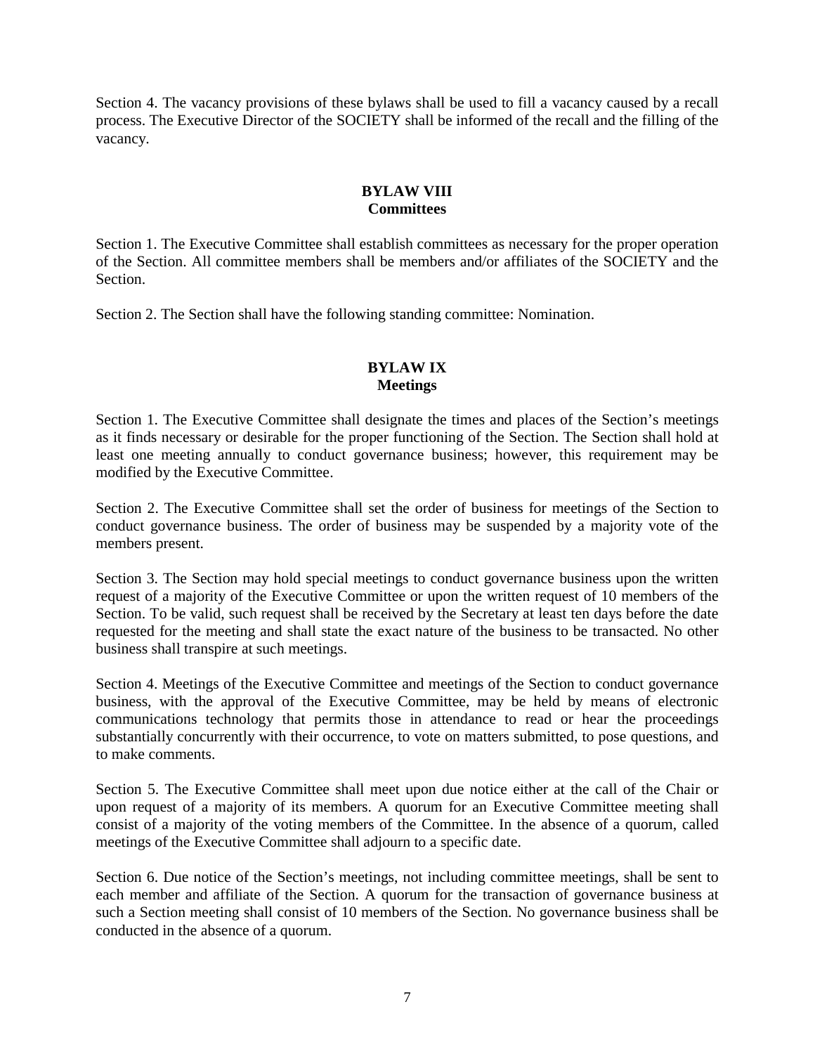Section 4. The vacancy provisions of these bylaws shall be used to fill a vacancy caused by a recall process. The Executive Director of the SOCIETY shall be informed of the recall and the filling of the vacancy.

## BYLAW VIII
## Committees

Section 1. The Executive Committee shall establish committees as necessary for the proper operation of the Section. All committee members shall be members and/or affiliates of the SOCIETY and the Section.

Section 2. The Section shall have the following standing committee: Nomination.

## BYLAW IX
## Meetings

Section 1. The Executive Committee shall designate the times and places of the Section's meetings as it finds necessary or desirable for the proper functioning of the Section. The Section shall hold at least one meeting annually to conduct governance business; however, this requirement may be modified by the Executive Committee.

Section 2. The Executive Committee shall set the order of business for meetings of the Section to conduct governance business. The order of business may be suspended by a majority vote of the members present.

Section 3. The Section may hold special meetings to conduct governance business upon the written request of a majority of the Executive Committee or upon the written request of 10 members of the Section. To be valid, such request shall be received by the Secretary at least ten days before the date requested for the meeting and shall state the exact nature of the business to be transacted. No other business shall transpire at such meetings.

Section 4. Meetings of the Executive Committee and meetings of the Section to conduct governance business, with the approval of the Executive Committee, may be held by means of electronic communications technology that permits those in attendance to read or hear the proceedings substantially concurrently with their occurrence, to vote on matters submitted, to pose questions, and to make comments.

Section 5. The Executive Committee shall meet upon due notice either at the call of the Chair or upon request of a majority of its members. A quorum for an Executive Committee meeting shall consist of a majority of the voting members of the Committee. In the absence of a quorum, called meetings of the Executive Committee shall adjourn to a specific date.

Section 6. Due notice of the Section's meetings, not including committee meetings, shall be sent to each member and affiliate of the Section. A quorum for the transaction of governance business at such a Section meeting shall consist of 10 members of the Section. No governance business shall be conducted in the absence of a quorum.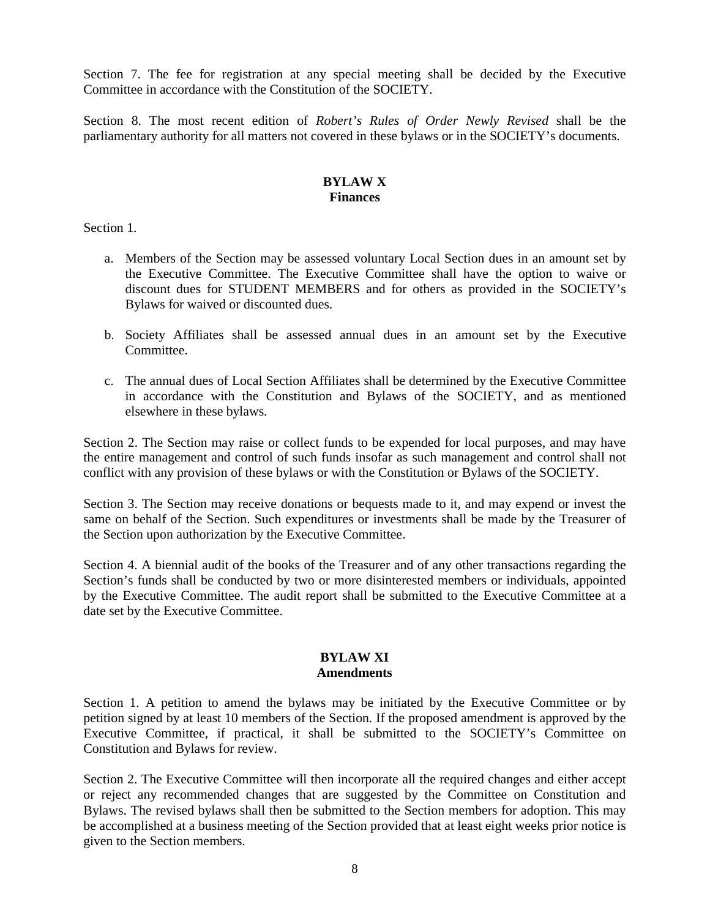Section 7. The fee for registration at any special meeting shall be decided by the Executive Committee in accordance with the Constitution of the SOCIETY.

Section 8. The most recent edition of *Robert's Rules of Order Newly Revised* shall be the parliamentary authority for all matters not covered in these bylaws or in the SOCIETY's documents.

## BYLAW X
## Finances

Section 1.

a. Members of the Section may be assessed voluntary Local Section dues in an amount set by the Executive Committee. The Executive Committee shall have the option to waive or discount dues for STUDENT MEMBERS and for others as provided in the SOCIETY's Bylaws for waived or discounted dues.

b. Society Affiliates shall be assessed annual dues in an amount set by the Executive Committee.

c. The annual dues of Local Section Affiliates shall be determined by the Executive Committee in accordance with the Constitution and Bylaws of the SOCIETY, and as mentioned elsewhere in these bylaws.

Section 2. The Section may raise or collect funds to be expended for local purposes, and may have the entire management and control of such funds insofar as such management and control shall not conflict with any provision of these bylaws or with the Constitution or Bylaws of the SOCIETY.

Section 3. The Section may receive donations or bequests made to it, and may expend or invest the same on behalf of the Section. Such expenditures or investments shall be made by the Treasurer of the Section upon authorization by the Executive Committee.

Section 4. A biennial audit of the books of the Treasurer and of any other transactions regarding the Section's funds shall be conducted by two or more disinterested members or individuals, appointed by the Executive Committee. The audit report shall be submitted to the Executive Committee at a date set by the Executive Committee.

## BYLAW XI
## Amendments

Section 1. A petition to amend the bylaws may be initiated by the Executive Committee or by petition signed by at least 10 members of the Section. If the proposed amendment is approved by the Executive Committee, if practical, it shall be submitted to the SOCIETY's Committee on Constitution and Bylaws for review.

Section 2. The Executive Committee will then incorporate all the required changes and either accept or reject any recommended changes that are suggested by the Committee on Constitution and Bylaws. The revised bylaws shall then be submitted to the Section members for adoption. This may be accomplished at a business meeting of the Section provided that at least eight weeks prior notice is given to the Section members.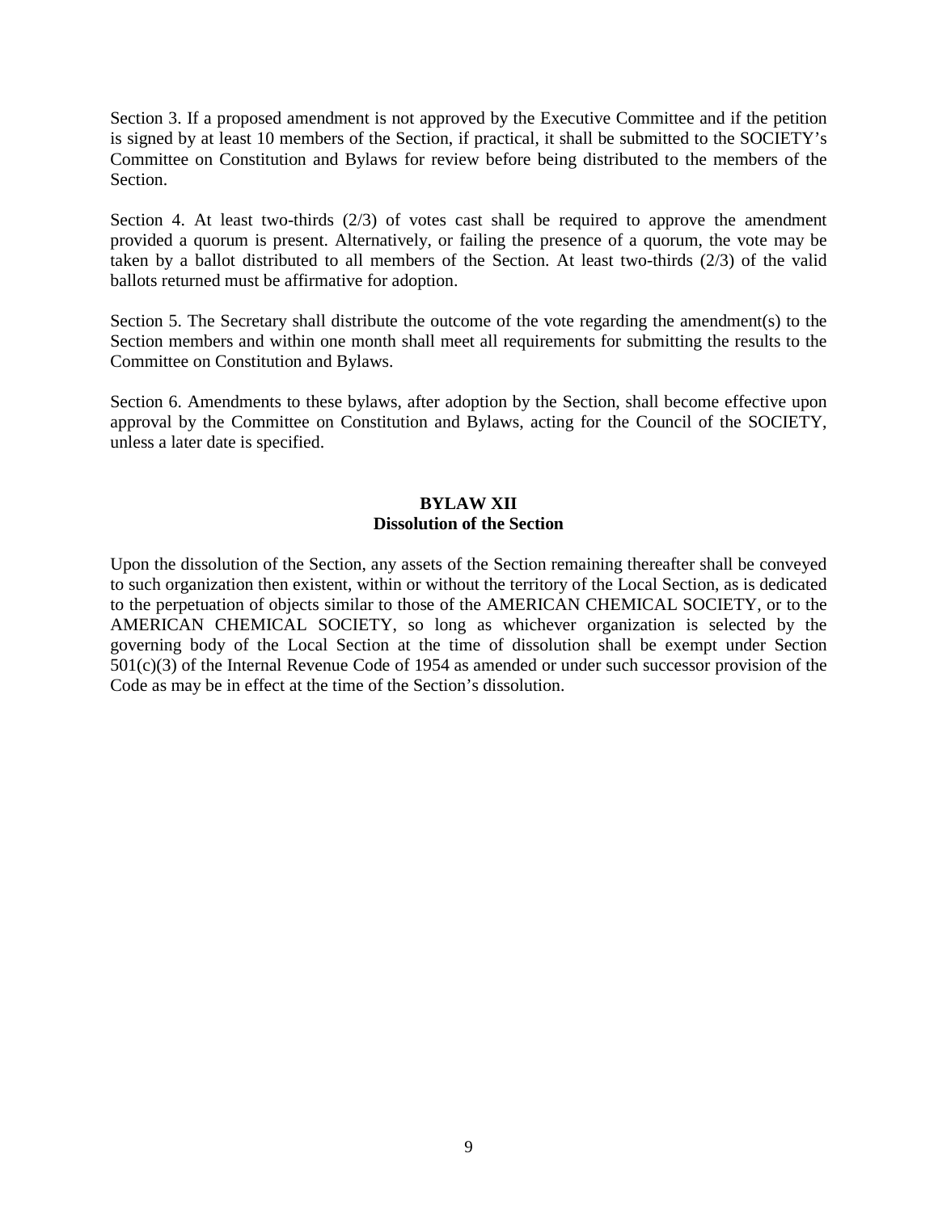Section 3. If a proposed amendment is not approved by the Executive Committee and if the petition is signed by at least 10 members of the Section, if practical, it shall be submitted to the SOCIETY's Committee on Constitution and Bylaws for review before being distributed to the members of the Section.

Section 4. At least two-thirds (2/3) of votes cast shall be required to approve the amendment provided a quorum is present. Alternatively, or failing the presence of a quorum, the vote may be taken by a ballot distributed to all members of the Section. At least two-thirds (2/3) of the valid ballots returned must be affirmative for adoption.

Section 5. The Secretary shall distribute the outcome of the vote regarding the amendment(s) to the Section members and within one month shall meet all requirements for submitting the results to the Committee on Constitution and Bylaws.

Section 6. Amendments to these bylaws, after adoption by the Section, shall become effective upon approval by the Committee on Constitution and Bylaws, acting for the Council of the SOCIETY, unless a later date is specified.

## BYLAW XII
## Dissolution of the Section

Upon the dissolution of the Section, any assets of the Section remaining thereafter shall be conveyed to such organization then existent, within or without the territory of the Local Section, as is dedicated to the perpetuation of objects similar to those of the AMERICAN CHEMICAL SOCIETY, or to the AMERICAN CHEMICAL SOCIETY, so long as whichever organization is selected by the governing body of the Local Section at the time of dissolution shall be exempt under Section 501(c)(3) of the Internal Revenue Code of 1954 as amended or under such successor provision of the Code as may be in effect at the time of the Section's dissolution.